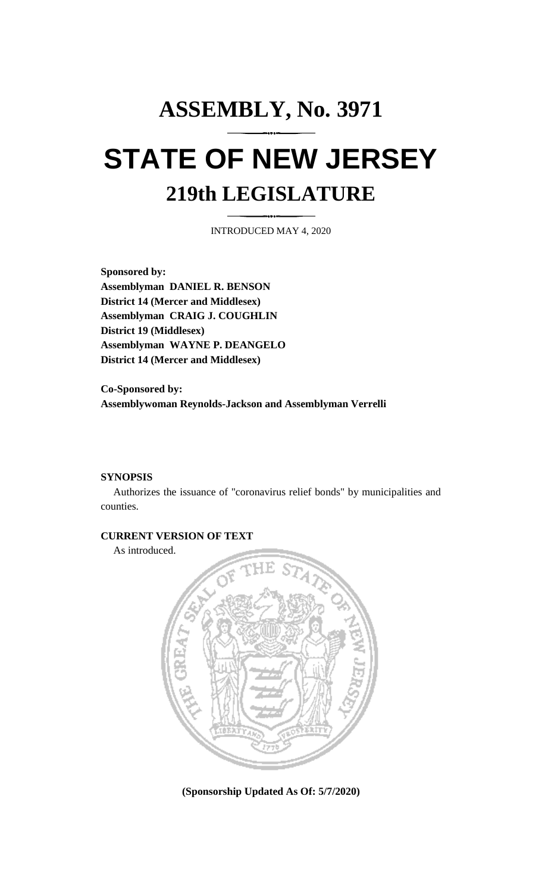# ASSEMBLY, No. 3971

# STATE OF NEW JERSEY

## 219th LEGISLATURE

INTRODUCED MAY 4, 2020

**Sponsored by:**
**Assemblyman DANIEL R. BENSON**
**District 14 (Mercer and Middlesex)**
**Assemblyman CRAIG J. COUGHLIN**
**District 19 (Middlesex)**
**Assemblyman WAYNE P. DEANGELO**
**District 14 (Mercer and Middlesex)**

**Co-Sponsored by:**
**Assemblywoman Reynolds-Jackson and Assemblyman Verrelli**

**SYNOPSIS**

Authorizes the issuance of "coronavirus relief bonds" by municipalities and counties.

**CURRENT VERSION OF TEXT**

As introduced.

**(Sponsorship Updated As Of: 5/7/2020)**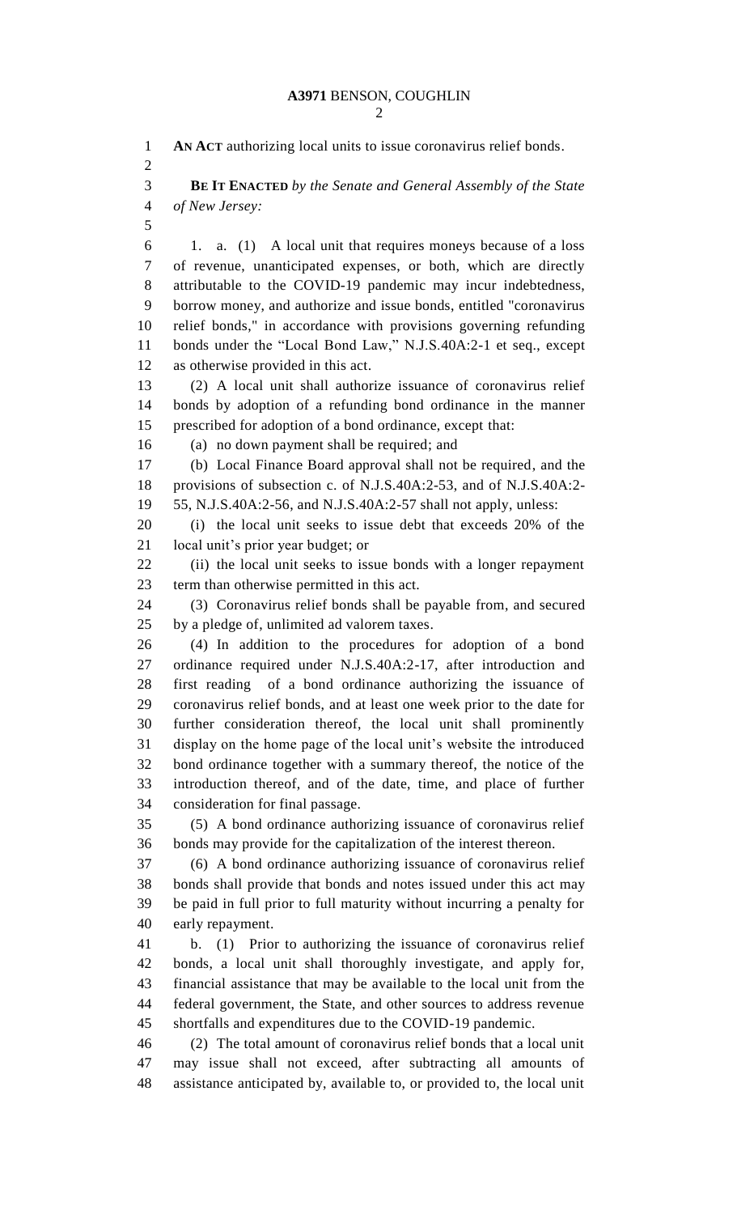**AN ACT** authorizing local units to issue coronavirus relief bonds.

**BE IT ENACTED** *by the Senate and General Assembly of the State of New Jersey:*

1. a. (1) A local unit that requires moneys because of a loss of revenue, unanticipated expenses, or both, which are directly attributable to the COVID-19 pandemic may incur indebtedness, borrow money, and authorize and issue bonds, entitled "coronavirus relief bonds," in accordance with provisions governing refunding bonds under the "Local Bond Law," N.J.S.40A:2-1 et seq., except as otherwise provided in this act.

(2) A local unit shall authorize issuance of coronavirus relief bonds by adoption of a refunding bond ordinance in the manner prescribed for adoption of a bond ordinance, except that:

(a) no down payment shall be required; and

(b) Local Finance Board approval shall not be required, and the provisions of subsection c. of N.J.S.40A:2-53, and of N.J.S.40A:2-55, N.J.S.40A:2-56, and N.J.S.40A:2-57 shall not apply, unless:

(i) the local unit seeks to issue debt that exceeds 20% of the local unit's prior year budget; or

(ii) the local unit seeks to issue bonds with a longer repayment term than otherwise permitted in this act.

(3) Coronavirus relief bonds shall be payable from, and secured by a pledge of, unlimited ad valorem taxes.

(4) In addition to the procedures for adoption of a bond ordinance required under N.J.S.40A:2-17, after introduction and first reading of a bond ordinance authorizing the issuance of coronavirus relief bonds, and at least one week prior to the date for further consideration thereof, the local unit shall prominently display on the home page of the local unit's website the introduced bond ordinance together with a summary thereof, the notice of the introduction thereof, and of the date, time, and place of further consideration for final passage.

(5) A bond ordinance authorizing issuance of coronavirus relief bonds may provide for the capitalization of the interest thereon.

(6) A bond ordinance authorizing issuance of coronavirus relief bonds shall provide that bonds and notes issued under this act may be paid in full prior to full maturity without incurring a penalty for early repayment.

b. (1) Prior to authorizing the issuance of coronavirus relief bonds, a local unit shall thoroughly investigate, and apply for, financial assistance that may be available to the local unit from the federal government, the State, and other sources to address revenue shortfalls and expenditures due to the COVID-19 pandemic.

(2) The total amount of coronavirus relief bonds that a local unit may issue shall not exceed, after subtracting all amounts of assistance anticipated by, available to, or provided to, the local unit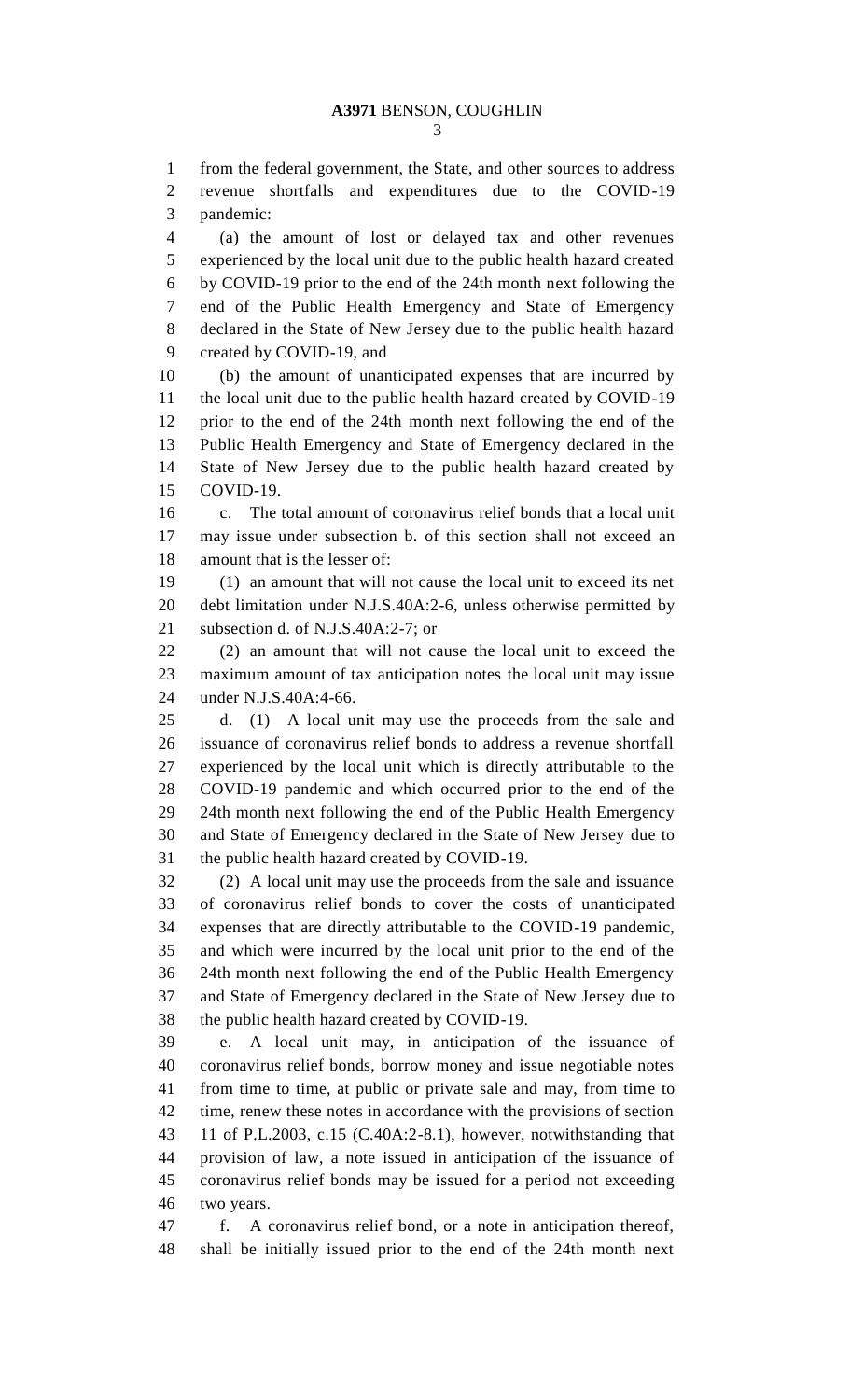from the federal government, the State, and other sources to address revenue shortfalls and expenditures due to the COVID-19 pandemic:

(a) the amount of lost or delayed tax and other revenues experienced by the local unit due to the public health hazard created by COVID-19 prior to the end of the 24th month next following the end of the Public Health Emergency and State of Emergency declared in the State of New Jersey due to the public health hazard created by COVID-19, and

(b) the amount of unanticipated expenses that are incurred by the local unit due to the public health hazard created by COVID-19 prior to the end of the 24th month next following the end of the Public Health Emergency and State of Emergency declared in the State of New Jersey due to the public health hazard created by COVID-19.

c. The total amount of coronavirus relief bonds that a local unit may issue under subsection b. of this section shall not exceed an amount that is the lesser of:

(1) an amount that will not cause the local unit to exceed its net debt limitation under N.J.S.40A:2-6, unless otherwise permitted by subsection d. of N.J.S.40A:2-7; or

(2) an amount that will not cause the local unit to exceed the maximum amount of tax anticipation notes the local unit may issue under N.J.S.40A:4-66.

d. (1) A local unit may use the proceeds from the sale and issuance of coronavirus relief bonds to address a revenue shortfall experienced by the local unit which is directly attributable to the COVID-19 pandemic and which occurred prior to the end of the 24th month next following the end of the Public Health Emergency and State of Emergency declared in the State of New Jersey due to the public health hazard created by COVID-19.

(2) A local unit may use the proceeds from the sale and issuance of coronavirus relief bonds to cover the costs of unanticipated expenses that are directly attributable to the COVID-19 pandemic, and which were incurred by the local unit prior to the end of the 24th month next following the end of the Public Health Emergency and State of Emergency declared in the State of New Jersey due to the public health hazard created by COVID-19.

e. A local unit may, in anticipation of the issuance of coronavirus relief bonds, borrow money and issue negotiable notes from time to time, at public or private sale and may, from time to time, renew these notes in accordance with the provisions of section 11 of P.L.2003, c.15 (C.40A:2-8.1), however, notwithstanding that provision of law, a note issued in anticipation of the issuance of coronavirus relief bonds may be issued for a period not exceeding two years.

f. A coronavirus relief bond, or a note in anticipation thereof, shall be initially issued prior to the end of the 24th month next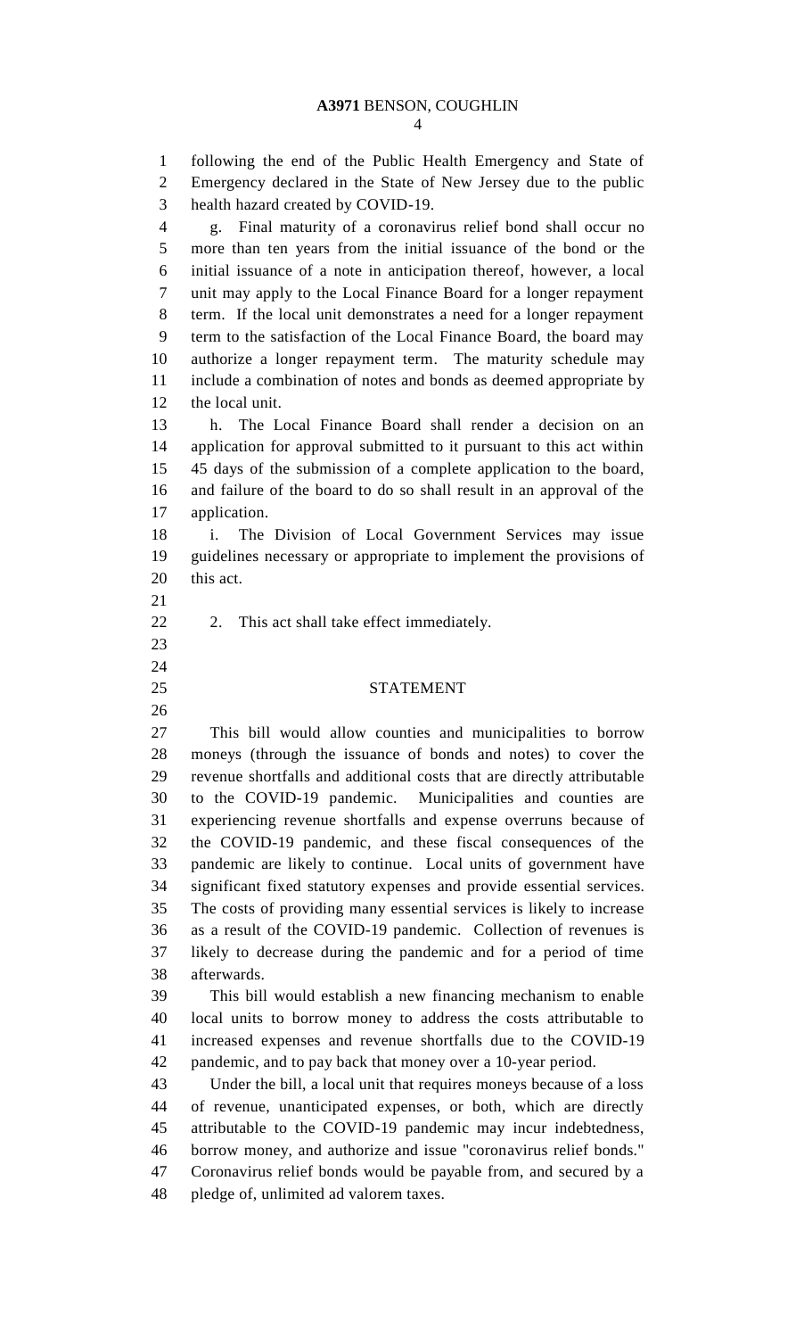following the end of the Public Health Emergency and State of Emergency declared in the State of New Jersey due to the public health hazard created by COVID-19.

g. Final maturity of a coronavirus relief bond shall occur no more than ten years from the initial issuance of the bond or the initial issuance of a note in anticipation thereof, however, a local unit may apply to the Local Finance Board for a longer repayment term. If the local unit demonstrates a need for a longer repayment term to the satisfaction of the Local Finance Board, the board may authorize a longer repayment term. The maturity schedule may include a combination of notes and bonds as deemed appropriate by the local unit.

h. The Local Finance Board shall render a decision on an application for approval submitted to it pursuant to this act within 45 days of the submission of a complete application to the board, and failure of the board to do so shall result in an approval of the application.

i. The Division of Local Government Services may issue guidelines necessary or appropriate to implement the provisions of this act.

2. This act shall take effect immediately.

## STATEMENT

This bill would allow counties and municipalities to borrow moneys (through the issuance of bonds and notes) to cover the revenue shortfalls and additional costs that are directly attributable to the COVID-19 pandemic. Municipalities and counties are experiencing revenue shortfalls and expense overruns because of the COVID-19 pandemic, and these fiscal consequences of the pandemic are likely to continue. Local units of government have significant fixed statutory expenses and provide essential services. The costs of providing many essential services is likely to increase as a result of the COVID-19 pandemic. Collection of revenues is likely to decrease during the pandemic and for a period of time afterwards.

This bill would establish a new financing mechanism to enable local units to borrow money to address the costs attributable to increased expenses and revenue shortfalls due to the COVID-19 pandemic, and to pay back that money over a 10-year period.

Under the bill, a local unit that requires moneys because of a loss of revenue, unanticipated expenses, or both, which are directly attributable to the COVID-19 pandemic may incur indebtedness, borrow money, and authorize and issue "coronavirus relief bonds." Coronavirus relief bonds would be payable from, and secured by a pledge of, unlimited ad valorem taxes.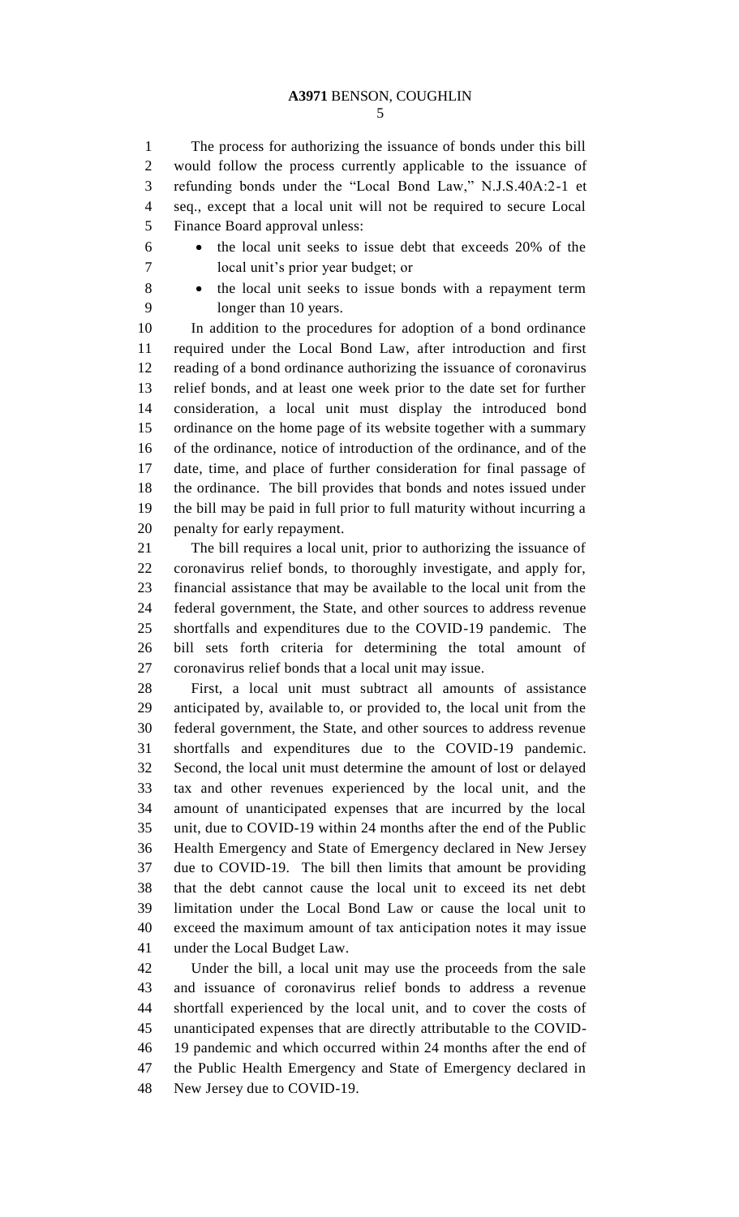The process for authorizing the issuance of bonds under this bill would follow the process currently applicable to the issuance of refunding bonds under the "Local Bond Law," N.J.S.40A:2-1 et seq., except that a local unit will not be required to secure Local Finance Board approval unless:

- the local unit seeks to issue debt that exceeds 20% of the local unit's prior year budget; or
- the local unit seeks to issue bonds with a repayment term longer than 10 years.

In addition to the procedures for adoption of a bond ordinance required under the Local Bond Law, after introduction and first reading of a bond ordinance authorizing the issuance of coronavirus relief bonds, and at least one week prior to the date set for further consideration, a local unit must display the introduced bond ordinance on the home page of its website together with a summary of the ordinance, notice of introduction of the ordinance, and of the date, time, and place of further consideration for final passage of the ordinance. The bill provides that bonds and notes issued under the bill may be paid in full prior to full maturity without incurring a penalty for early repayment.

The bill requires a local unit, prior to authorizing the issuance of coronavirus relief bonds, to thoroughly investigate, and apply for, financial assistance that may be available to the local unit from the federal government, the State, and other sources to address revenue shortfalls and expenditures due to the COVID-19 pandemic. The bill sets forth criteria for determining the total amount of coronavirus relief bonds that a local unit may issue.

First, a local unit must subtract all amounts of assistance anticipated by, available to, or provided to, the local unit from the federal government, the State, and other sources to address revenue shortfalls and expenditures due to the COVID-19 pandemic. Second, the local unit must determine the amount of lost or delayed tax and other revenues experienced by the local unit, and the amount of unanticipated expenses that are incurred by the local unit, due to COVID-19 within 24 months after the end of the Public Health Emergency and State of Emergency declared in New Jersey due to COVID-19. The bill then limits that amount be providing that the debt cannot cause the local unit to exceed its net debt limitation under the Local Bond Law or cause the local unit to exceed the maximum amount of tax anticipation notes it may issue under the Local Budget Law.

Under the bill, a local unit may use the proceeds from the sale and issuance of coronavirus relief bonds to address a revenue shortfall experienced by the local unit, and to cover the costs of unanticipated expenses that are directly attributable to the COVID-19 pandemic and which occurred within 24 months after the end of the Public Health Emergency and State of Emergency declared in New Jersey due to COVID-19.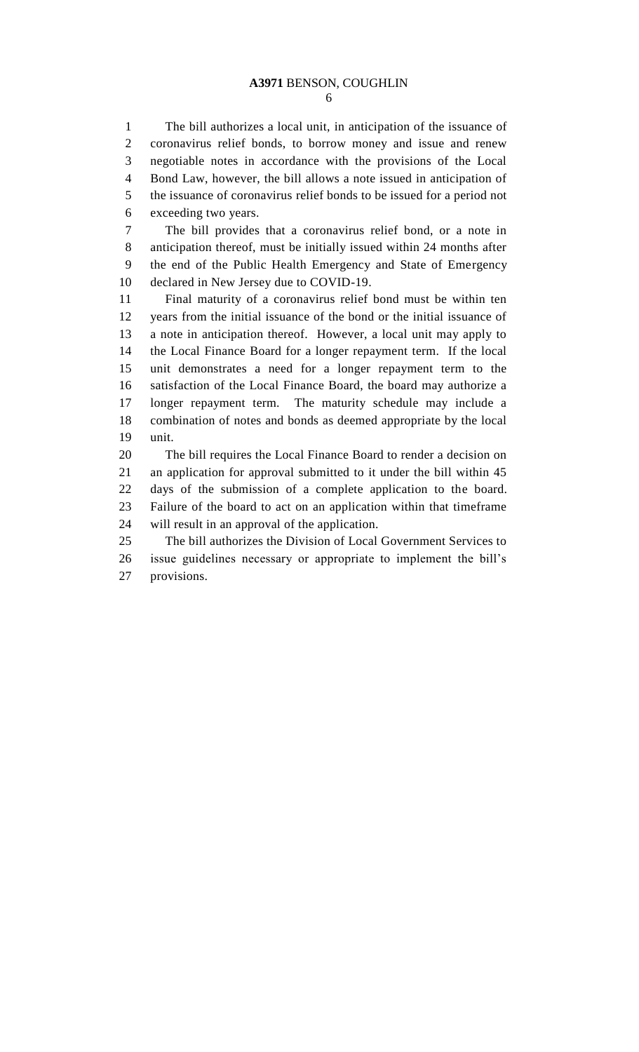The bill authorizes a local unit, in anticipation of the issuance of coronavirus relief bonds, to borrow money and issue and renew negotiable notes in accordance with the provisions of the Local Bond Law, however, the bill allows a note issued in anticipation of the issuance of coronavirus relief bonds to be issued for a period not exceeding two years.

The bill provides that a coronavirus relief bond, or a note in anticipation thereof, must be initially issued within 24 months after the end of the Public Health Emergency and State of Emergency declared in New Jersey due to COVID-19.

Final maturity of a coronavirus relief bond must be within ten years from the initial issuance of the bond or the initial issuance of a note in anticipation thereof. However, a local unit may apply to the Local Finance Board for a longer repayment term. If the local unit demonstrates a need for a longer repayment term to the satisfaction of the Local Finance Board, the board may authorize a longer repayment term. The maturity schedule may include a combination of notes and bonds as deemed appropriate by the local unit.

The bill requires the Local Finance Board to render a decision on an application for approval submitted to it under the bill within 45 days of the submission of a complete application to the board. Failure of the board to act on an application within that timeframe will result in an approval of the application.

The bill authorizes the Division of Local Government Services to issue guidelines necessary or appropriate to implement the bill's provisions.